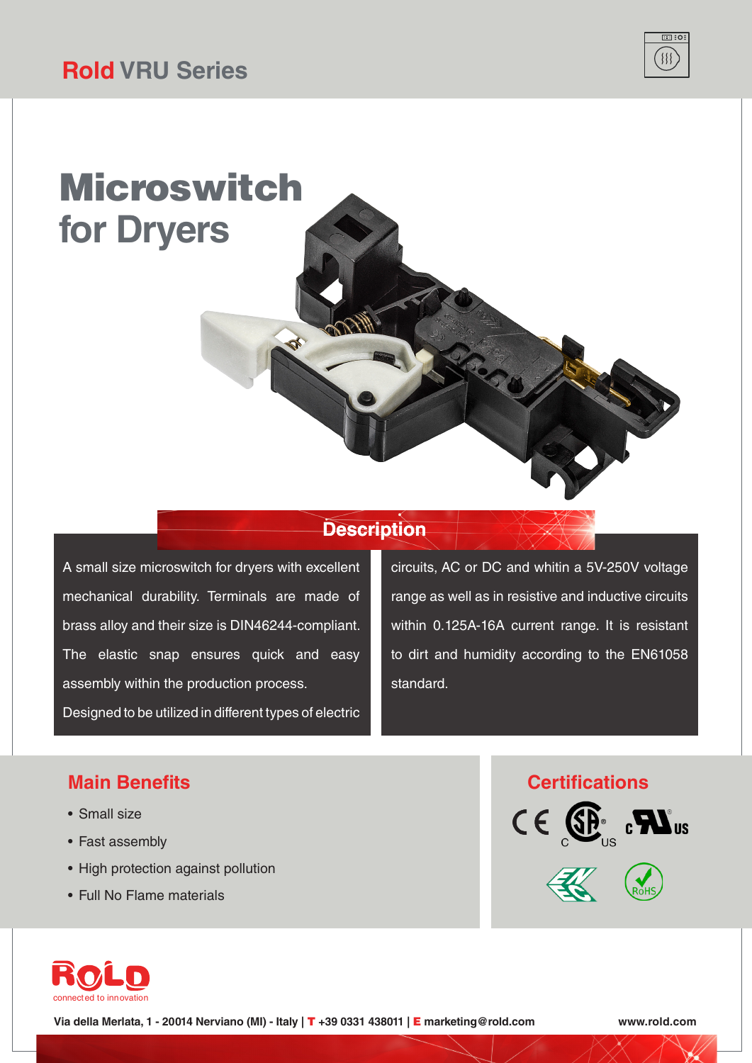# Rold VRU Series

# Microswitch for Dryers

## Description

A small size microswitch for dryers with excellent mechanical durability. Terminals are made of brass alloy and their size is DIN46244-compliant. The elastic snap ensures quick and easy assembly within the production process.

Designed to be utilized in different types of electric circuits, AC or DC and whitin a 5V-250V voltage range as well as in resistive and inductive circuits within 0.125A-16A current range. It is resistant to dirt and humidity according to the EN61058 standard.

## Main Benefits

- Small size
- Fast assembly
- High protection against pollution
- Full No Flame materials

## Certifications

CE, CSA (C US), cULus, ENEC, RoHS

ROLD
connected to innovation

**Via della Merlata, 1 - 20014 Nerviano (MI) - Italy | T +39 0331 438011 | E marketing@rold.com**

**www.rold.com**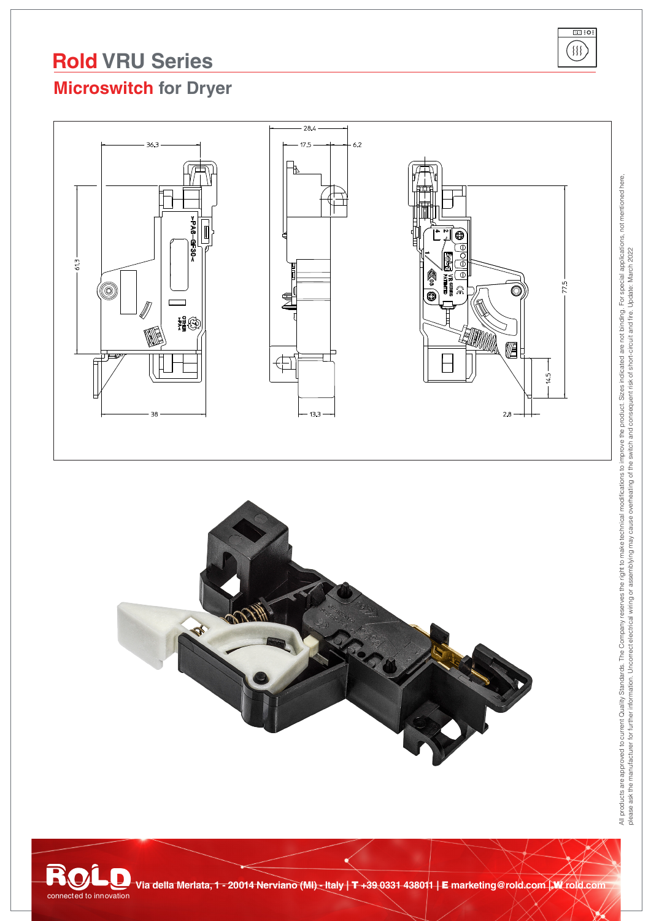# Rold VRU Series

## Microswitch for Dryer

36,3

28,4

17,5

6,2

61,3

77,5

14,5

38

13,3

2,8

All products are approved to current Quality Standards. The Company reserves the right to make technical modifications to improve the product. Sizes indicated are not binding. For special applications, not mentioned here, please ask the manufacturer for further information. Uncorrect electrical wiring or assemblying may cause overheating of the switch and consequent risk of short-circuit and fire. Update: March 2022

ROLD connected to innovation

Via della Merlata, 1 - 20014 Nerviano (MI) - Italy | T +39 0331 438011 | E marketing@rold.com | W rold.com